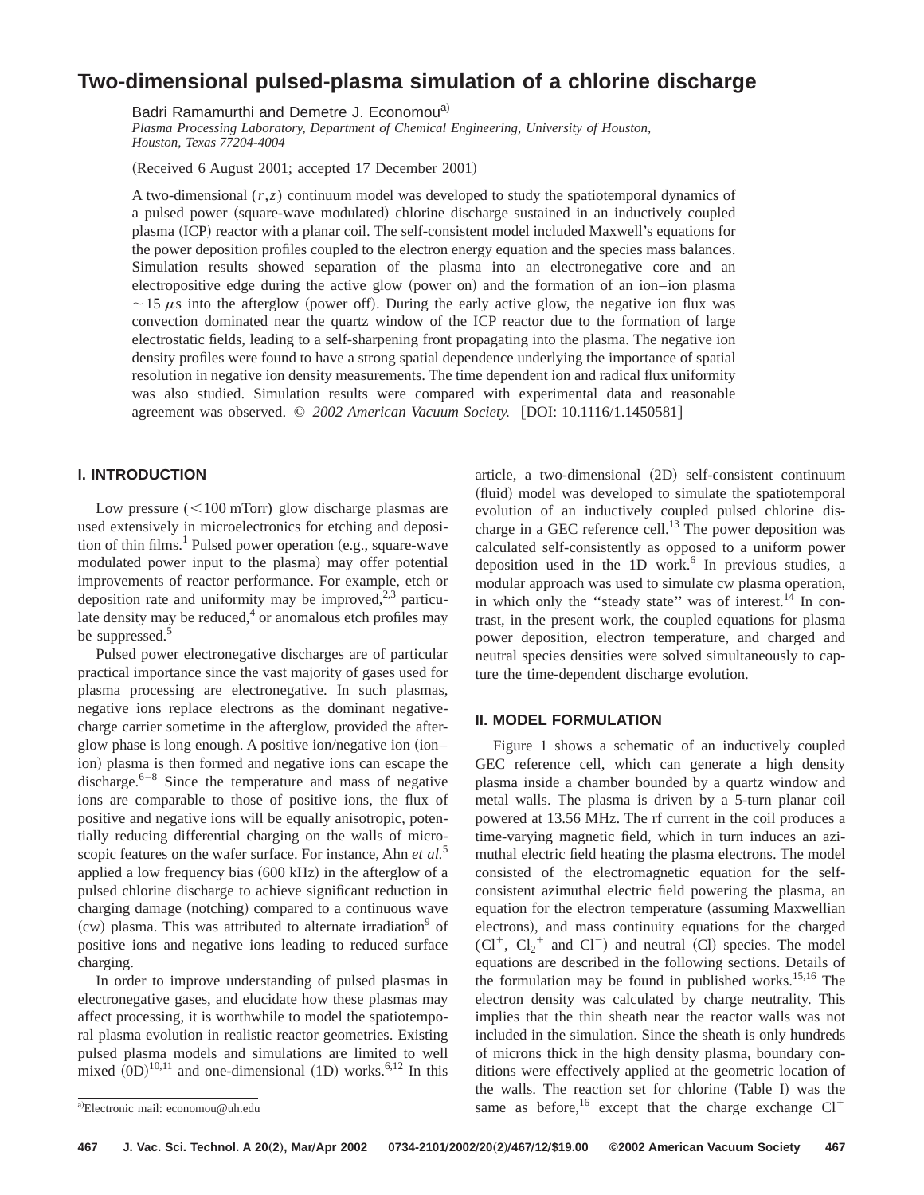# Two-dimensional pulsed-plasma simulation of a chlorine discharge

Badri Ramamurthi and Demetre J. Economou[a]

*Plasma Processing Laboratory, Department of Chemical Engineering, University of Houston, Houston, Texas 77204-4004*

(Received 6 August 2001; accepted 17 December 2001)

A two-dimensional $(r,z)$ continuum model was developed to study the spatiotemporal dynamics of a pulsed power (square-wave modulated) chlorine discharge sustained in an inductively coupled plasma (ICP) reactor with a planar coil. The self-consistent model included Maxwell's equations for the power deposition profiles coupled to the electron energy equation and the species mass balances. Simulation results showed separation of the plasma into an electronegative core and an electropositive edge during the active glow (power on) and the formation of an ion–ion plasma $\sim 15\ \mu$s into the afterglow (power off). During the early active glow, the negative ion flux was convection dominated near the quartz window of the ICP reactor due to the formation of large electrostatic fields, leading to a self-sharpening front propagating into the plasma. The negative ion density profiles were found to have a strong spatial dependence underlying the importance of spatial resolution in negative ion density measurements. The time dependent ion and radical flux uniformity was also studied. Simulation results were compared with experimental data and reasonable agreement was observed. © *2002 American Vacuum Society.* [DOI: 10.1116/1.1450581]

## I. INTRODUCTION

Low pressure (<100 mTorr) glow discharge plasmas are used extensively in microelectronics for etching and deposition of thin films.[1] Pulsed power operation (e.g., square-wave modulated power input to the plasma) may offer potential improvements of reactor performance. For example, etch or deposition rate and uniformity may be improved,[2,3] particulate density may be reduced,[4] or anomalous etch profiles may be suppressed.[5]

Pulsed power electronegative discharges are of particular practical importance since the vast majority of gases used for plasma processing are electronegative. In such plasmas, negative ions replace electrons as the dominant negative-charge carrier sometime in the afterglow, provided the afterglow phase is long enough. A positive ion/negative ion (ion–ion) plasma is then formed and negative ions can escape the discharge.[6–8] Since the temperature and mass of negative ions are comparable to those of positive ions, the flux of positive and negative ions will be equally anisotropic, potentially reducing differential charging on the walls of microscopic features on the wafer surface. For instance, Ahn *et al.*[5] applied a low frequency bias (600 kHz) in the afterglow of a pulsed chlorine discharge to achieve significant reduction in charging damage (notching) compared to a continuous wave (cw) plasma. This was attributed to alternate irradiation[9] of positive ions and negative ions leading to reduced surface charging.

In order to improve understanding of pulsed plasmas in electronegative gases, and elucidate how these plasmas may affect processing, it is worthwhile to model the spatiotemporal plasma evolution in realistic reactor geometries. Existing pulsed plasma models and simulations are limited to well mixed (0D)[10,11] and one-dimensional (1D) works.[6,12] In this article, a two-dimensional (2D) self-consistent continuum (fluid) model was developed to simulate the spatiotemporal evolution of an inductively coupled pulsed chlorine discharge in a GEC reference cell.[13] The power deposition was calculated self-consistently as opposed to a uniform power deposition used in the 1D work.[6] In previous studies, a modular approach was used to simulate cw plasma operation, in which only the "steady state" was of interest.[14] In contrast, in the present work, the coupled equations for plasma power deposition, electron temperature, and charged and neutral species densities were solved simultaneously to capture the time-dependent discharge evolution.

## II. MODEL FORMULATION

Figure 1 shows a schematic of an inductively coupled GEC reference cell, which can generate a high density plasma inside a chamber bounded by a quartz window and metal walls. The plasma is driven by a 5-turn planar coil powered at 13.56 MHz. The rf current in the coil produces a time-varying magnetic field, which in turn induces an azimuthal electric field heating the plasma electrons. The model consisted of the electromagnetic equation for the self-consistent azimuthal electric field powering the plasma, an equation for the electron temperature (assuming Maxwellian electrons), and mass continuity equations for the charged ($Cl^+$, $Cl_2^+$ and $Cl^-$) and neutral (Cl) species. The model equations are described in the following sections. Details of the formulation may be found in published works.[15,16] The electron density was calculated by charge neutrality. This implies that the thin sheath near the reactor walls was not included in the simulation. Since the sheath is only hundreds of microns thick in the high density plasma, boundary conditions were effectively applied at the geometric location of the walls. The reaction set for chlorine (Table I) was the same as before,[16] except that the charge exchange $Cl^+$

[a]Electronic mail: economou@uh.edu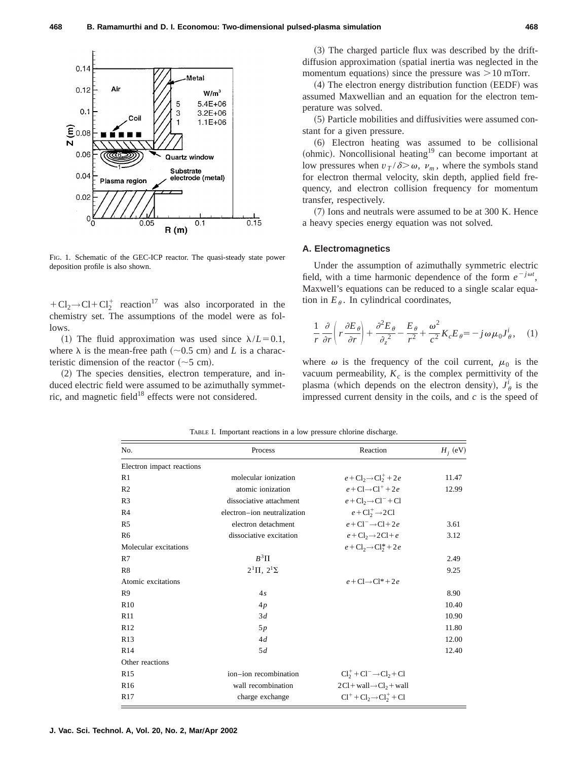FIG. 1. Schematic of the GEC-ICP reactor. The quasi-steady state power deposition profile is also shown.

$+\mathrm{Cl}_2 \rightarrow \mathrm{Cl} + \mathrm{Cl}_2^+$ reaction[17] was also incorporated in the chemistry set. The assumptions of the model were as follows.

(1) The fluid approximation was used since $\lambda/L = 0.1$, where $\lambda$ is the mean-free path ($\sim$0.5 cm) and $L$ is a characteristic dimension of the reactor ($\sim$5 cm).

(2) The species densities, electron temperature, and induced electric field were assumed to be azimuthally symmetric, and magnetic field[18] effects were not considered.

(3) The charged particle flux was described by the drift-diffusion approximation (spatial inertia was neglected in the momentum equations) since the pressure was $>$10 mTorr.

(4) The electron energy distribution function (EEDF) was assumed Maxwellian and an equation for the electron temperature was solved.

(5) Particle mobilities and diffusivities were assumed constant for a given pressure.

(6) Electron heating was assumed to be collisional (ohmic). Noncollisional heating[19] can become important at low pressures when $v_T/\delta > \omega,\ \nu_m$, where the symbols stand for electron thermal velocity, skin depth, applied field frequency, and electron collision frequency for momentum transfer, respectively.

(7) Ions and neutrals were assumed to be at 300 K. Hence a heavy species energy equation was not solved.

### A. Electromagnetics

Under the assumption of azimuthally symmetric electric field, with a time harmonic dependence of the form $e^{-j\omega t}$, Maxwell's equations can be reduced to a single scalar equation in $E_\theta$. In cylindrical coordinates,

$$\frac{1}{r}\frac{\partial}{\partial r}\left(r\frac{\partial E_\theta}{\partial r}\right) + \frac{\partial^2 E_\theta}{\partial_z^{\,2}} - \frac{E_\theta}{r^2} + \frac{\omega^2}{c^2}K_c E_\theta = -j\omega\mu_0 J_\theta^i, \quad (1)$$

where $\omega$ is the frequency of the coil current, $\mu_0$ is the vacuum permeability, $K_c$ is the complex permittivity of the plasma (which depends on the electron density), $J_\theta^i$ is the impressed current density in the coils, and $c$ is the speed of

TABLE I. Important reactions in a low pressure chlorine discharge.

| No. | Process | Reaction | $H_j$ (eV) |
|---|---|---|---|
| Electron impact reactions | | | |
| R1 | molecular ionization | $e+\mathrm{Cl}_2 \rightarrow \mathrm{Cl}_2^+ + 2e$ | 11.47 |
| R2 | atomic ionization | $e+\mathrm{Cl} \rightarrow \mathrm{Cl}^+ + 2e$ | 12.99 |
| R3 | dissociative attachment | $e+\mathrm{Cl}_2 \rightarrow \mathrm{Cl}^- + \mathrm{Cl}$ | |
| R4 | electron–ion neutralization | $e+\mathrm{Cl}_2^+ \rightarrow 2\mathrm{Cl}$ | |
| R5 | electron detachment | $e+\mathrm{Cl}^- \rightarrow \mathrm{Cl} + 2e$ | 3.61 |
| R6 | dissociative excitation | $e+\mathrm{Cl}_2 \rightarrow 2\mathrm{Cl} + e$ | 3.12 |
| Molecular excitations | | $e+\mathrm{Cl}_2 \rightarrow \mathrm{Cl}_2^* + 2e$ | |
| R7 | $B^3\Pi$ | | 2.49 |
| R8 | $2^1\Pi$, $2^1\Sigma$ | | 9.25 |
| Atomic excitations | | $e+\mathrm{Cl} \rightarrow \mathrm{Cl}^* + 2e$ | |
| R9 | $4s$ | | 8.90 |
| R10 | $4p$ | | 10.40 |
| R11 | $3d$ | | 10.90 |
| R12 | $5p$ | | 11.80 |
| R13 | $4d$ | | 12.00 |
| R14 | $5d$ | | 12.40 |
| Other reactions | | | |
| R15 | ion–ion recombination | $\mathrm{Cl}_2^+ + \mathrm{Cl}^- \rightarrow \mathrm{Cl}_2 + \mathrm{Cl}$ | |
| R16 | wall recombination | $2\mathrm{Cl} + \mathrm{wall} \rightarrow \mathrm{Cl}_2 + \mathrm{wall}$ | |
| R17 | charge exchange | $\mathrm{Cl}^+ + \mathrm{Cl}_2 \rightarrow \mathrm{Cl}_2^+ + \mathrm{Cl}$ | |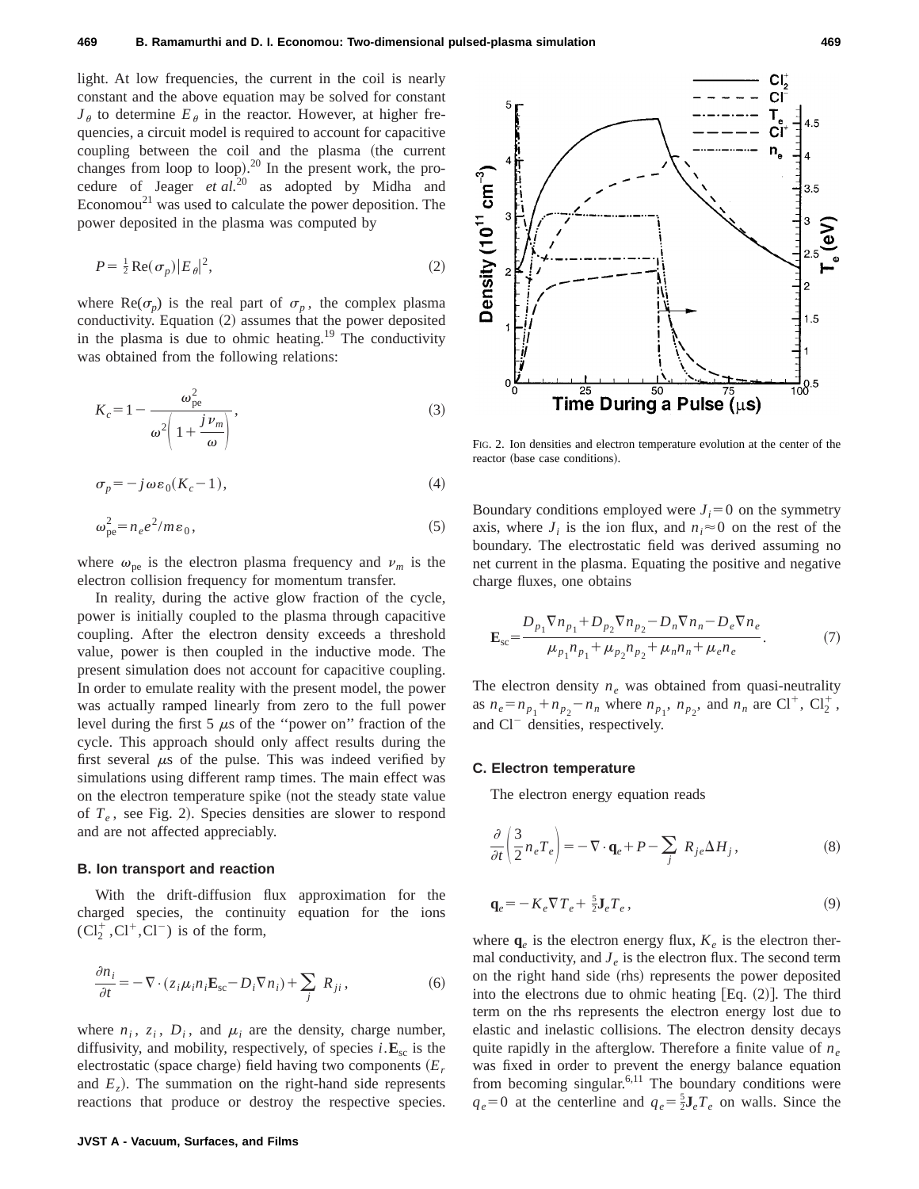light. At low frequencies, the current in the coil is nearly constant and the above equation may be solved for constant $J_\theta$ to determine $E_\theta$ in the reactor. However, at higher frequencies, a circuit model is required to account for capacitive coupling between the coil and the plasma (the current changes from loop to loop).[20] In the present work, the procedure of Jeager *et al.*[20] as adopted by Midha and Economou[21] was used to calculate the power deposition. The power deposited in the plasma was computed by

$$P = \frac{1}{2}\,\mathrm{Re}(\sigma_p)|E_\theta|^2, \tag{2}$$

where $\mathrm{Re}(\sigma_p)$ is the real part of $\sigma_p$, the complex plasma conductivity. Equation (2) assumes that the power deposited in the plasma is due to ohmic heating.[19] The conductivity was obtained from the following relations:

$$K_c = 1 - \frac{\omega_{pe}^2}{\omega^2\left(1 + \dfrac{j\nu_m}{\omega}\right)}, \tag{3}$$

$$\sigma_p = -j\omega\varepsilon_0(K_c - 1), \tag{4}$$

$$\omega_{pe}^2 = n_e e^2/m\varepsilon_0, \tag{5}$$

where $\omega_{pe}$ is the electron plasma frequency and $\nu_m$ is the electron collision frequency for momentum transfer.

In reality, during the active glow fraction of the cycle, power is initially coupled to the plasma through capacitive coupling. After the electron density exceeds a threshold value, power is then coupled in the inductive mode. The present simulation does not account for capacitive coupling. In order to emulate reality with the present model, the power was actually ramped linearly from zero to the full power level during the first 5 $\mu$s of the "power on" fraction of the cycle. This approach should only affect results during the first several $\mu$s of the pulse. This was indeed verified by simulations using different ramp times. The main effect was on the electron temperature spike (not the steady state value of $T_e$, see Fig. 2). Species densities are slower to respond and are not affected appreciably.

### B. Ion transport and reaction

With the drift-diffusion flux approximation for the charged species, the continuity equation for the ions ($Cl_2^+$, $Cl^+$, $Cl^-$) is of the form,

$$\frac{\partial n_i}{\partial t} = -\nabla\cdot(z_i\mu_i n_i \mathbf{E}_{sc} - D_i\nabla n_i) + \sum_j R_{ji}, \tag{6}$$

where $n_i$, $z_i$, $D_i$, and $\mu_i$ are the density, charge number, diffusivity, and mobility, respectively, of species $i$. $\mathbf{E}_{sc}$ is the electrostatic (space charge) field having two components ($E_r$ and $E_z$). The summation on the right-hand side represents reactions that produce or destroy the respective species.

FIG. 2. Ion densities and electron temperature evolution at the center of the reactor (base case conditions).

Boundary conditions employed were $J_i = 0$ on the symmetry axis, where $J_i$ is the ion flux, and $n_i \approx 0$ on the rest of the boundary. The electrostatic field was derived assuming no net current in the plasma. Equating the positive and negative charge fluxes, one obtains

$$\mathbf{E}_{sc} = \frac{D_{p_1}\nabla n_{p_1} + D_{p_2}\nabla n_{p_2} - D_n\nabla n_n - D_e\nabla n_e}{\mu_{p_1}n_{p_1} + \mu_{p_2}n_{p_2} + \mu_n n_n + \mu_e n_e}. \tag{7}$$

The electron density $n_e$ was obtained from quasi-neutrality as $n_e = n_{p_1} + n_{p_2} - n_n$ where $n_{p_1}$, $n_{p_2}$, and $n_n$ are $Cl^+$, $Cl_2^+$, and $Cl^-$ densities, respectively.

### C. Electron temperature

The electron energy equation reads

$$\frac{\partial}{\partial t}\left(\frac{3}{2}n_e T_e\right) = -\nabla\cdot\mathbf{q}_e + P - \sum_j R_{je}\Delta H_j, \tag{8}$$

$$\mathbf{q}_e = -K_e\nabla T_e + \tfrac{5}{2}\mathbf{J}_e T_e, \tag{9}$$

where $\mathbf{q}_e$ is the electron energy flux, $K_e$ is the electron thermal conductivity, and $J_e$ is the electron flux. The second term on the right hand side (rhs) represents the power deposited into the electrons due to ohmic heating [Eq. (2)]. The third term on the rhs represents the electron energy lost due to elastic and inelastic collisions. The electron density decays quite rapidly in the afterglow. Therefore a finite value of $n_e$ was fixed in order to prevent the energy balance equation from becoming singular.[6,11] The boundary conditions were $q_e = 0$ at the centerline and $q_e = \frac{5}{2}\mathbf{J}_e T_e$ on walls. Since the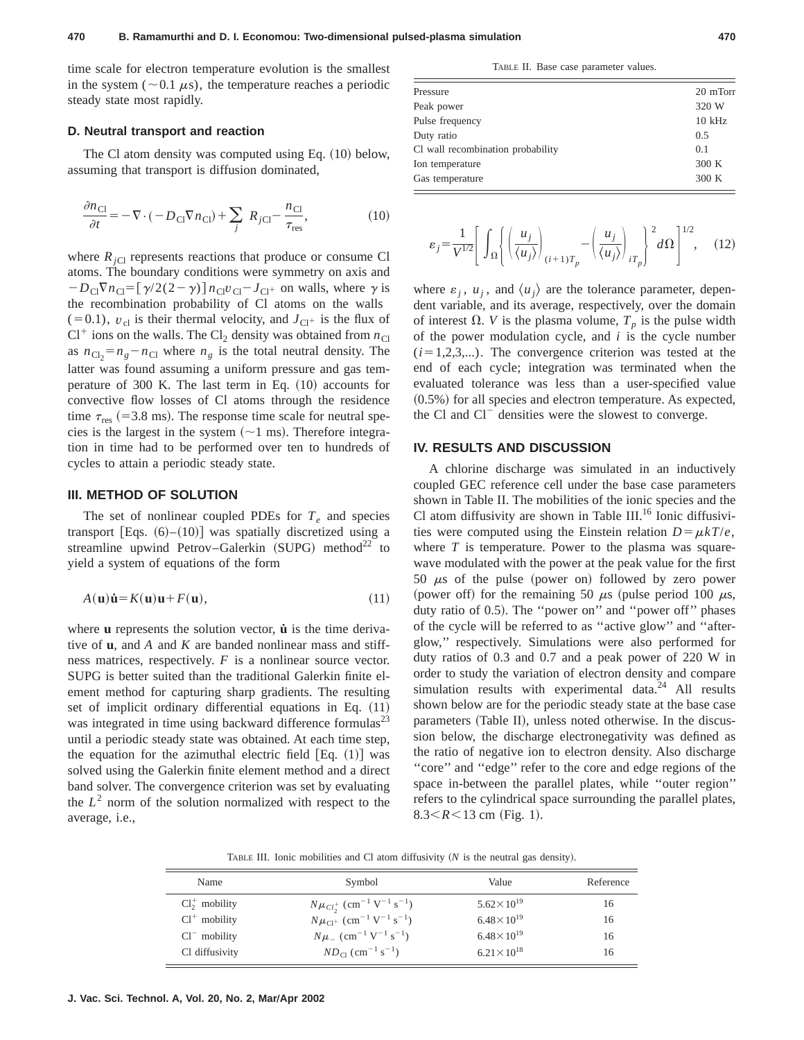time scale for electron temperature evolution is the smallest in the system ($\sim 0.1\ \mu s$), the temperature reaches a periodic steady state most rapidly.

### D. Neutral transport and reaction

The Cl atom density was computed using Eq. (10) below, assuming that transport is diffusion dominated,

$$\frac{\partial n_{\mathrm{Cl}}}{\partial t} = -\nabla \cdot (-D_{\mathrm{Cl}} \nabla n_{\mathrm{Cl}}) + \sum_j R_{j\mathrm{Cl}} - \frac{n_{\mathrm{Cl}}}{\tau_{\mathrm{res}}}, \tag{10}$$

where $R_{j\mathrm{Cl}}$ represents reactions that produce or consume Cl atoms. The boundary conditions were symmetry on axis and $-D_{\mathrm{Cl}} \nabla n_{\mathrm{Cl}} = [\gamma/2(2-\gamma)] n_{\mathrm{Cl}} v_{\mathrm{cl}} - J_{\mathrm{Cl}^+}$ on walls, where $\gamma$ is the recombination probability of Cl atoms on the walls ($=0.1$), $v_{\mathrm{cl}}$ is their thermal velocity, and $J_{\mathrm{Cl}^+}$ is the flux of $\mathrm{Cl}^+$ ions on the walls. The $\mathrm{Cl}_2$ density was obtained from $n_{\mathrm{Cl}}$ as $n_{\mathrm{Cl}_2} = n_g - n_{\mathrm{Cl}}$ where $n_g$ is the total neutral density. The latter was found assuming a uniform pressure and gas temperature of 300 K. The last term in Eq. (10) accounts for convective flow losses of Cl atoms through the residence time $\tau_{\mathrm{res}}$ ($=3.8$ ms). The response time scale for neutral species is the largest in the system ($\sim 1$ ms). Therefore integration in time had to be performed over ten to hundreds of cycles to attain a periodic steady state.

## III. METHOD OF SOLUTION

The set of nonlinear coupled PDEs for $T_e$ and species transport [Eqs. (6)–(10)] was spatially discretized using a streamline upwind Petrov–Galerkin (SUPG) method[22] to yield a system of equations of the form

$$A(\mathbf{u})\dot{\mathbf{u}} = K(\mathbf{u})\mathbf{u} + F(\mathbf{u}), \tag{11}$$

where $\mathbf{u}$ represents the solution vector, $\dot{\mathbf{u}}$ is the time derivative of $\mathbf{u}$, and $A$ and $K$ are banded nonlinear mass and stiffness matrices, respectively. $F$ is a nonlinear source vector. SUPG is better suited than the traditional Galerkin finite element method for capturing sharp gradients. The resulting set of implicit ordinary differential equations in Eq. (11) was integrated in time using backward difference formulas[23] until a periodic steady state was obtained. At each time step, the equation for the azimuthal electric field [Eq. (1)] was solved using the Galerkin finite element method and a direct band solver. The convergence criterion was set by evaluating the $L^2$ norm of the solution normalized with respect to the average, i.e.,

$$\varepsilon_j = \frac{1}{V^{1/2}} \left[ \int_\Omega \left\{ \left( \frac{u_j}{\langle u_j \rangle} \right)_{(i+1)T_p} - \left( \frac{u_j}{\langle u_j \rangle} \right)_{iT_p} \right\}^2 d\Omega \right]^{1/2}, \tag{12}$$

where $\varepsilon_j$, $u_j$, and $\langle u_j \rangle$ are the tolerance parameter, dependent variable, and its average, respectively, over the domain of interest $\Omega$. $V$ is the plasma volume, $T_p$ is the pulse width of the power modulation cycle, and $i$ is the cycle number ($i=1,2,3,\ldots$). The convergence criterion was tested at the end of each cycle; integration was terminated when the evaluated tolerance was less than a user-specified value (0.5%) for all species and electron temperature. As expected, the Cl and $\mathrm{Cl}^-$ densities were the slowest to converge.

TABLE II. Base case parameter values.

| | |
|---|---|
| Pressure | 20 mTorr |
| Peak power | 320 W |
| Pulse frequency | 10 kHz |
| Duty ratio | 0.5 |
| Cl wall recombination probability | 0.1 |
| Ion temperature | 300 K |
| Gas temperature | 300 K |

## IV. RESULTS AND DISCUSSION

A chlorine discharge was simulated in an inductively coupled GEC reference cell under the base case parameters shown in Table II. The mobilities of the ionic species and the Cl atom diffusivity are shown in Table III.[16] Ionic diffusivities were computed using the Einstein relation $D = \mu kT/e$, where $T$ is temperature. Power to the plasma was square-wave modulated with the power at the peak value for the first 50 $\mu$s of the pulse (power on) followed by zero power (power off) for the remaining 50 $\mu$s (pulse period 100 $\mu$s, duty ratio of 0.5). The "power on" and "power off" phases of the cycle will be referred to as "active glow" and "afterglow," respectively. Simulations were also performed for duty ratios of 0.3 and 0.7 and a peak power of 220 W in order to study the variation of electron density and compare simulation results with experimental data.[24] All results shown below are for the periodic steady state at the base case parameters (Table II), unless noted otherwise. In the discussion below, the discharge electronegativity was defined as the ratio of negative ion to electron density. Also discharge "core" and "edge" refer to the core and edge regions of the space in-between the parallel plates, while "outer region" refers to the cylindrical space surrounding the parallel plates, $8.3 < R < 13$ cm (Fig. 1).

TABLE III. Ionic mobilities and Cl atom diffusivity ($N$ is the neutral gas density).

| Name | Symbol | Value | Reference |
|---|---|---|---|
| $\mathrm{Cl}_2^+$ mobility | $N\mu_{\mathrm{Cl}_2^+}$ ($\mathrm{cm^{-1}\,V^{-1}\,s^{-1}}$) | $5.62\times10^{19}$ | 16 |
| $\mathrm{Cl}^+$ mobility | $N\mu_{\mathrm{Cl}^+}$ ($\mathrm{cm^{-1}\,V^{-1}\,s^{-1}}$) | $6.48\times10^{19}$ | 16 |
| $\mathrm{Cl}^-$ mobility | $N\mu_-$ ($\mathrm{cm^{-1}\,V^{-1}\,s^{-1}}$) | $6.48\times10^{19}$ | 16 |
| Cl diffusivity | $ND_{\mathrm{Cl}}$ ($\mathrm{cm^{-1}\,s^{-1}}$) | $6.21\times10^{18}$ | 16 |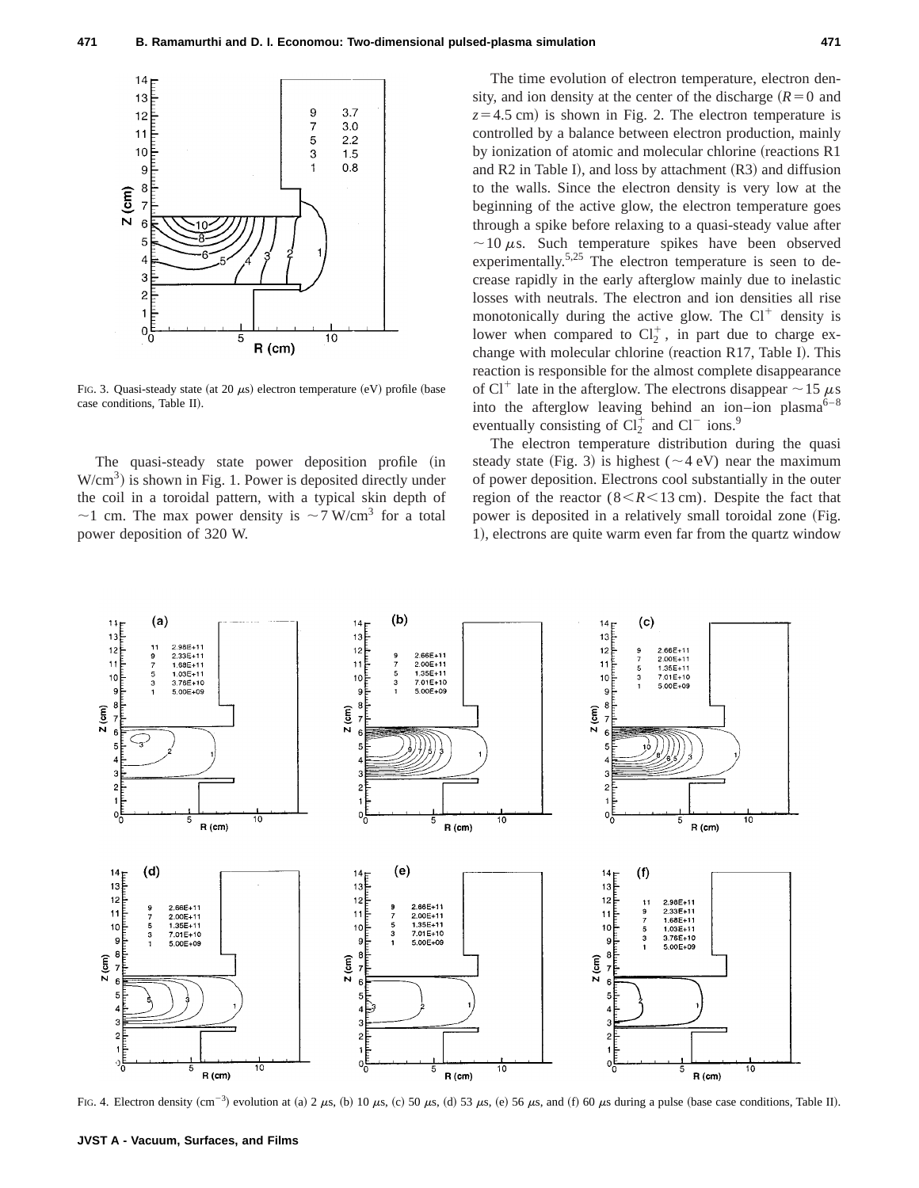FIG. 3. Quasi-steady state (at 20 μs) electron temperature (eV) profile (base case conditions, Table II).

The quasi-steady state power deposition profile (in $W/cm^3$) is shown in Fig. 1. Power is deposited directly under the coil in a toroidal pattern, with a typical skin depth of ~1 cm. The max power density is ~7 $W/cm^3$ for a total power deposition of 320 W.

The time evolution of electron temperature, electron density, and ion density at the center of the discharge ($R=0$ and $z=4.5$ cm) is shown in Fig. 2. The electron temperature is controlled by a balance between electron production, mainly by ionization of atomic and molecular chlorine (reactions R1 and R2 in Table I), and loss by attachment (R3) and diffusion to the walls. Since the electron density is very low at the beginning of the active glow, the electron temperature goes through a spike before relaxing to a quasi-steady value after ~10 μs. Such temperature spikes have been observed experimentally.[5,25] The electron temperature is seen to decrease rapidly in the early afterglow mainly due to inelastic losses with neutrals. The electron and ion densities all rise monotonically during the active glow. The $Cl^+$ density is lower when compared to $Cl_2^+$, in part due to charge exchange with molecular chlorine (reaction R17, Table I). This reaction is responsible for the almost complete disappearance of $Cl^+$ late in the afterglow. The electrons disappear ~15 μs into the afterglow leaving behind an ion–ion plasma[6–8] eventually consisting of $Cl_2^+$ and $Cl^-$ ions.[9]

The electron temperature distribution during the quasi steady state (Fig. 3) is highest (~4 eV) near the maximum of power deposition. Electrons cool substantially in the outer region of the reactor ($8<R<13$ cm). Despite the fact that power is deposited in a relatively small toroidal zone (Fig. 1), electrons are quite warm even far from the quartz window

FIG. 4. Electron density ($cm^{-3}$) evolution at (a) 2 μs, (b) 10 μs, (c) 50 μs, (d) 53 μs, (e) 56 μs, and (f) 60 μs during a pulse (base case conditions, Table II).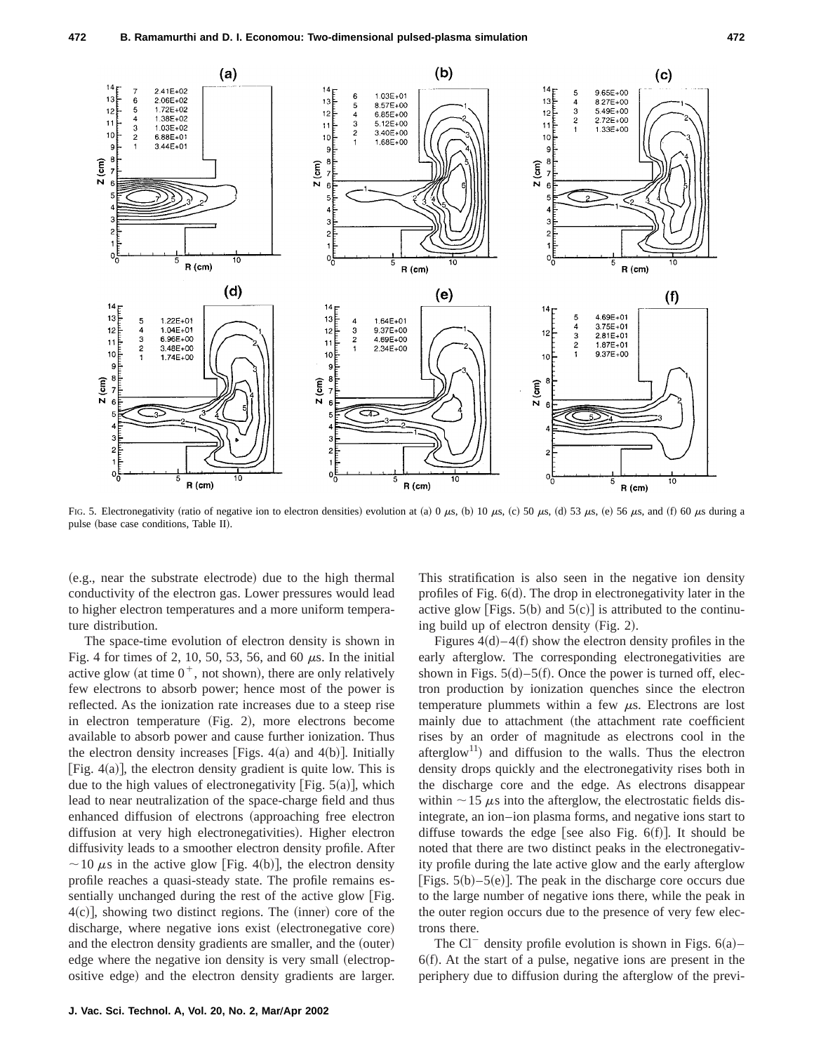FIG. 5. Electronegativity (ratio of negative ion to electron densities) evolution at (a) 0 $\mu$s, (b) 10 $\mu$s, (c) 50 $\mu$s, (d) 53 $\mu$s, (e) 56 $\mu$s, and (f) 60 $\mu$s during a pulse (base case conditions, Table II).

(e.g., near the substrate electrode) due to the high thermal conductivity of the electron gas. Lower pressures would lead to higher electron temperatures and a more uniform temperature distribution.

The space-time evolution of electron density is shown in Fig. 4 for times of 2, 10, 50, 53, 56, and 60 $\mu$s. In the initial active glow (at time $0^+$, not shown), there are only relatively few electrons to absorb power; hence most of the power is reflected. As the ionization rate increases due to a steep rise in electron temperature (Fig. 2), more electrons become available to absorb power and cause further ionization. Thus the electron density increases [Figs. 4(a) and 4(b)]. Initially [Fig. 4(a)], the electron density gradient is quite low. This is due to the high values of electronegativity [Fig. 5(a)], which lead to near neutralization of the space-charge field and thus enhanced diffusion of electrons (approaching free electron diffusion at very high electronegativities). Higher electron diffusivity leads to a smoother electron density profile. After $\sim 10$ $\mu$s in the active glow [Fig. 4(b)], the electron density profile reaches a quasi-steady state. The profile remains essentially unchanged during the rest of the active glow [Fig. 4(c)], showing two distinct regions. The (inner) core of the discharge, where negative ions exist (electronegative core) and the electron density gradients are smaller, and the (outer) edge where the negative ion density is very small (electropositive edge) and the electron density gradients are larger. This stratification is also seen in the negative ion density profiles of Fig. 6(d). The drop in electronegativity later in the active glow [Figs. 5(b) and 5(c)] is attributed to the continuing build up of electron density (Fig. 2).

Figures 4(d)–4(f) show the electron density profiles in the early afterglow. The corresponding electronegativities are shown in Figs. 5(d)–5(f). Once the power is turned off, electron production by ionization quenches since the electron temperature plummets within a few $\mu$s. Electrons are lost mainly due to attachment (the attachment rate coefficient rises by an order of magnitude as electrons cool in the afterglow[11]) and diffusion to the walls. Thus the electron density drops quickly and the electronegativity rises both in the discharge core and the edge. As electrons disappear within $\sim 15$ $\mu$s into the afterglow, the electrostatic fields disintegrate, an ion–ion plasma forms, and negative ions start to diffuse towards the edge [see also Fig. 6(f)]. It should be noted that there are two distinct peaks in the electronegativity profile during the late active glow and the early afterglow [Figs. 5(b)–5(e)]. The peak in the discharge core occurs due to the large number of negative ions there, while the peak in the outer region occurs due to the presence of very few electrons there.

The $Cl^-$ density profile evolution is shown in Figs. 6(a)–6(f). At the start of a pulse, negative ions are present in the periphery due to diffusion during the afterglow of the previ-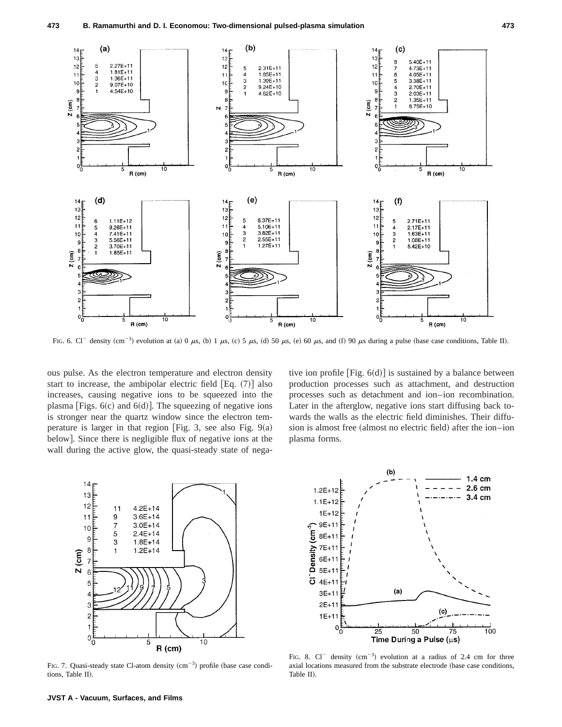FIG. 6. $Cl^-$ density $(cm^{-3})$ evolution at (a) 0 $\mu$s, (b) 1 $\mu$s, (c) 5 $\mu$s, (d) 50 $\mu$s, (e) 60 $\mu$s, and (f) 90 $\mu$s during a pulse (base case conditions, Table II).

ous pulse. As the electron temperature and electron density start to increase, the ambipolar electric field [Eq. (7)] also increases, causing negative ions to be squeezed into the plasma [Figs. 6(c) and 6(d)]. The squeezing of negative ions is stronger near the quartz window since the electron temperature is larger in that region [Fig. 3, see also Fig. 9(a) below]. Since there is negligible flux of negative ions at the wall during the active glow, the quasi-steady state of negative ion profile [Fig. 6(d)] is sustained by a balance between production processes such as attachment, and destruction processes such as detachment and ion–ion recombination. Later in the afterglow, negative ions start diffusing back towards the walls as the electric field diminishes. Their diffusion is almost free (almost no electric field) after the ion–ion plasma forms.

FIG. 7. Quasi-steady state Cl-atom density $(cm^{-3})$ profile (base case conditions, Table II).

FIG. 8. $Cl^-$ density $(cm^{-3})$ evolution at a radius of 2.4 cm for three axial locations measured from the substrate electrode (base case conditions, Table II).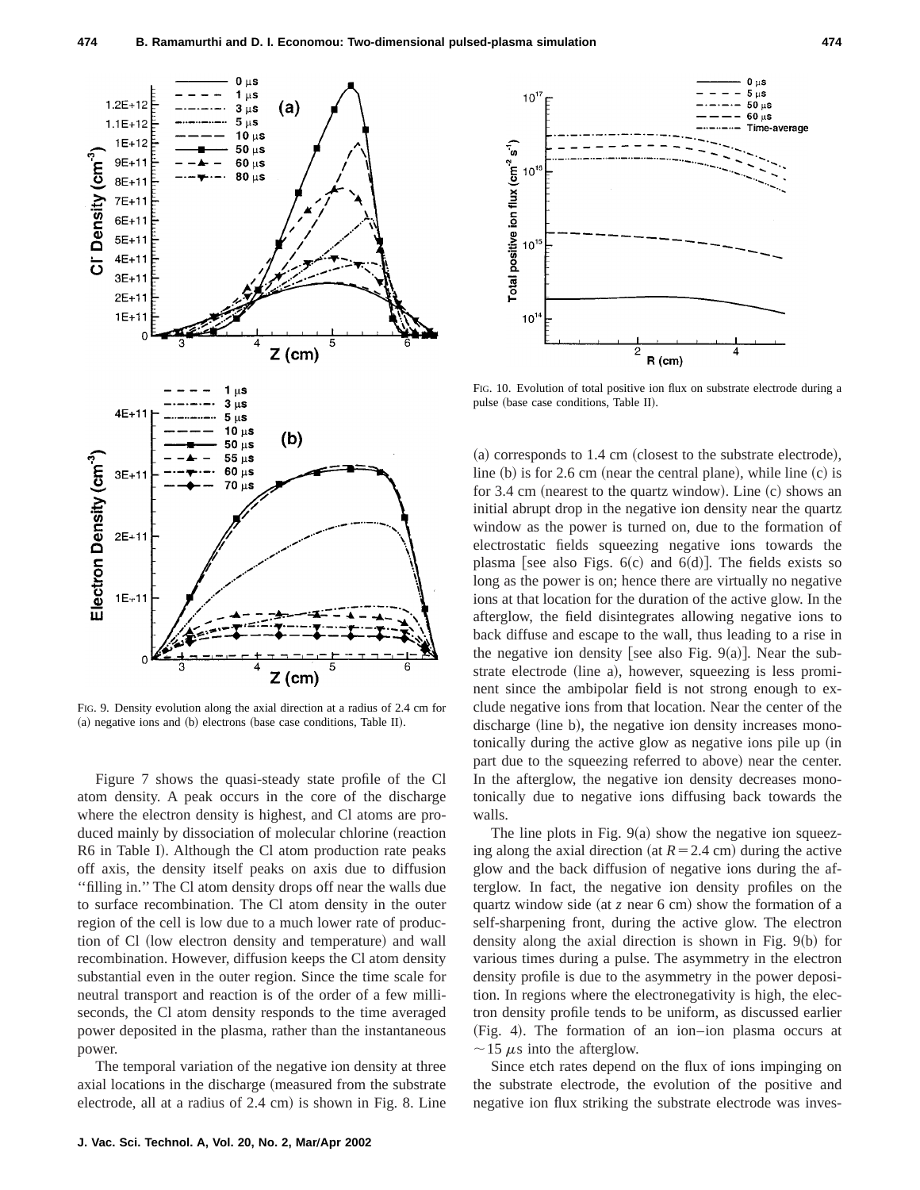FIG. 9. Density evolution along the axial direction at a radius of 2.4 cm for (a) negative ions and (b) electrons (base case conditions, Table II).

Figure 7 shows the quasi-steady state profile of the Cl atom density. A peak occurs in the core of the discharge where the electron density is highest, and Cl atoms are produced mainly by dissociation of molecular chlorine (reaction R6 in Table I). Although the Cl atom production rate peaks off axis, the density itself peaks on axis due to diffusion ''filling in.'' The Cl atom density drops off near the walls due to surface recombination. The Cl atom density in the outer region of the cell is low due to a much lower rate of production of Cl (low electron density and temperature) and wall recombination. However, diffusion keeps the Cl atom density substantial even in the outer region. Since the time scale for neutral transport and reaction is of the order of a few milliseconds, the Cl atom density responds to the time averaged power deposited in the plasma, rather than the instantaneous power.

The temporal variation of the negative ion density at three axial locations in the discharge (measured from the substrate electrode, all at a radius of 2.4 cm) is shown in Fig. 8. Line (a) corresponds to 1.4 cm (closest to the substrate electrode), line (b) is for 2.6 cm (near the central plane), while line (c) is for 3.4 cm (nearest to the quartz window). Line (c) shows an initial abrupt drop in the negative ion density near the quartz window as the power is turned on, due to the formation of electrostatic fields squeezing negative ions towards the plasma [see also Figs. 6(c) and 6(d)]. The fields exists so long as the power is on; hence there are virtually no negative ions at that location for the duration of the active glow. In the afterglow, the field disintegrates allowing negative ions to back diffuse and escape to the wall, thus leading to a rise in the negative ion density [see also Fig. 9(a)]. Near the substrate electrode (line a), however, squeezing is less prominent since the ambipolar field is not strong enough to exclude negative ions from that location. Near the center of the discharge (line b), the negative ion density increases monotonically during the active glow as negative ions pile up (in part due to the squeezing referred to above) near the center. In the afterglow, the negative ion density decreases monotonically due to negative ions diffusing back towards the walls.

FIG. 10. Evolution of total positive ion flux on substrate electrode during a pulse (base case conditions, Table II).

The line plots in Fig. 9(a) show the negative ion squeezing along the axial direction (at $R = 2.4$ cm) during the active glow and the back diffusion of negative ions during the afterglow. In fact, the negative ion density profiles on the quartz window side (at $z$ near 6 cm) show the formation of a self-sharpening front, during the active glow. The electron density along the axial direction is shown in Fig. 9(b) for various times during a pulse. The asymmetry in the electron density profile is due to the asymmetry in the power deposition. In regions where the electronegativity is high, the electron density profile tends to be uniform, as discussed earlier (Fig. 4). The formation of an ion–ion plasma occurs at $\sim 15$ $\mu$s into the afterglow.

Since etch rates depend on the flux of ions impinging on the substrate electrode, the evolution of the positive and negative ion flux striking the substrate electrode was inves-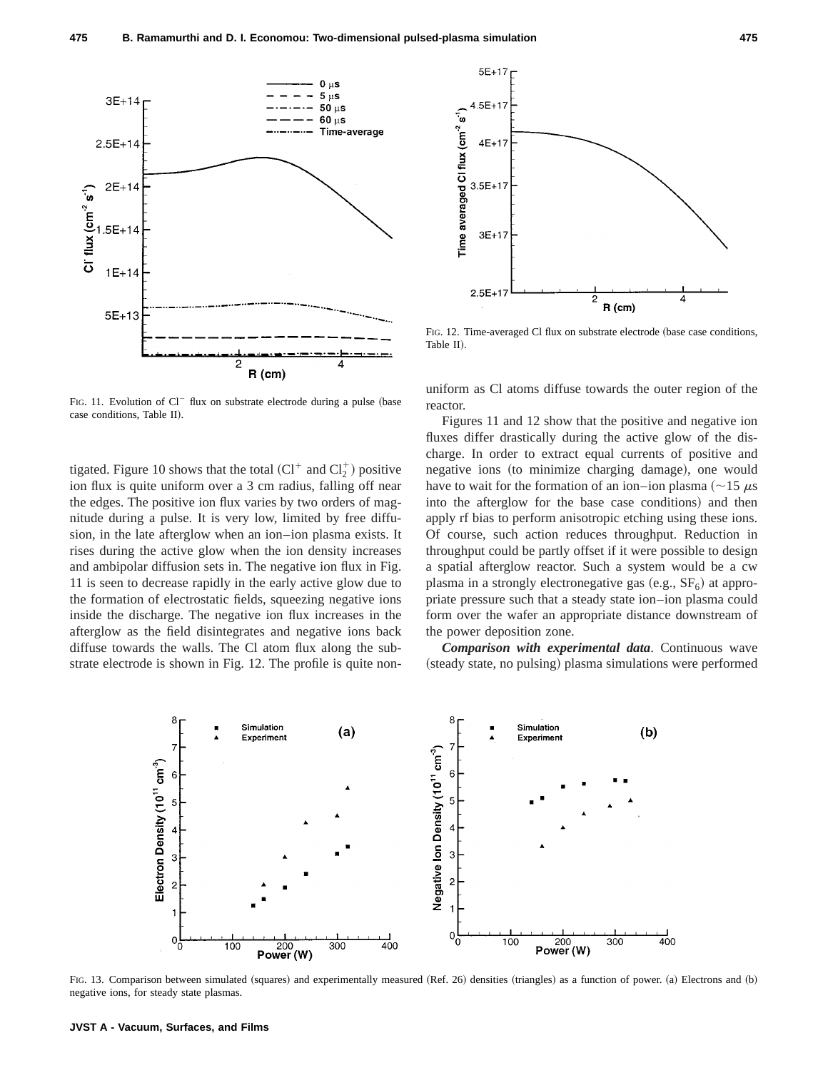FIG. 11. Evolution of $Cl^-$ flux on substrate electrode during a pulse (base case conditions, Table II).

FIG. 12. Time-averaged Cl flux on substrate electrode (base case conditions, Table II).

tigated. Figure 10 shows that the total ($Cl^+$ and $Cl_2^+$) positive ion flux is quite uniform over a 3 cm radius, falling off near the edges. The positive ion flux varies by two orders of magnitude during a pulse. It is very low, limited by free diffusion, in the late afterglow when an ion–ion plasma exists. It rises during the active glow when the ion density increases and ambipolar diffusion sets in. The negative ion flux in Fig. 11 is seen to decrease rapidly in the early active glow due to the formation of electrostatic fields, squeezing negative ions inside the discharge. The negative ion flux increases in the afterglow as the field disintegrates and negative ions back diffuse towards the walls. The Cl atom flux along the substrate electrode is shown in Fig. 12. The profile is quite nonuniform as Cl atoms diffuse towards the outer region of the reactor.

Figures 11 and 12 show that the positive and negative ion fluxes differ drastically during the active glow of the discharge. In order to extract equal currents of positive and negative ions (to minimize charging damage), one would have to wait for the formation of an ion–ion plasma (~15 $\mu$s into the afterglow for the base case conditions) and then apply rf bias to perform anisotropic etching using these ions. Of course, such action reduces throughput. Reduction in throughput could be partly offset if it were possible to design a spatial afterglow reactor. Such a system would be a cw plasma in a strongly electronegative gas (e.g., $SF_6$) at appropriate pressure such that a steady state ion–ion plasma could form over the wafer an appropriate distance downstream of the power deposition zone.

***Comparison with experimental data***. Continuous wave (steady state, no pulsing) plasma simulations were performed

FIG. 13. Comparison between simulated (squares) and experimentally measured (Ref. 26) densities (triangles) as a function of power. (a) Electrons and (b) negative ions, for steady state plasmas.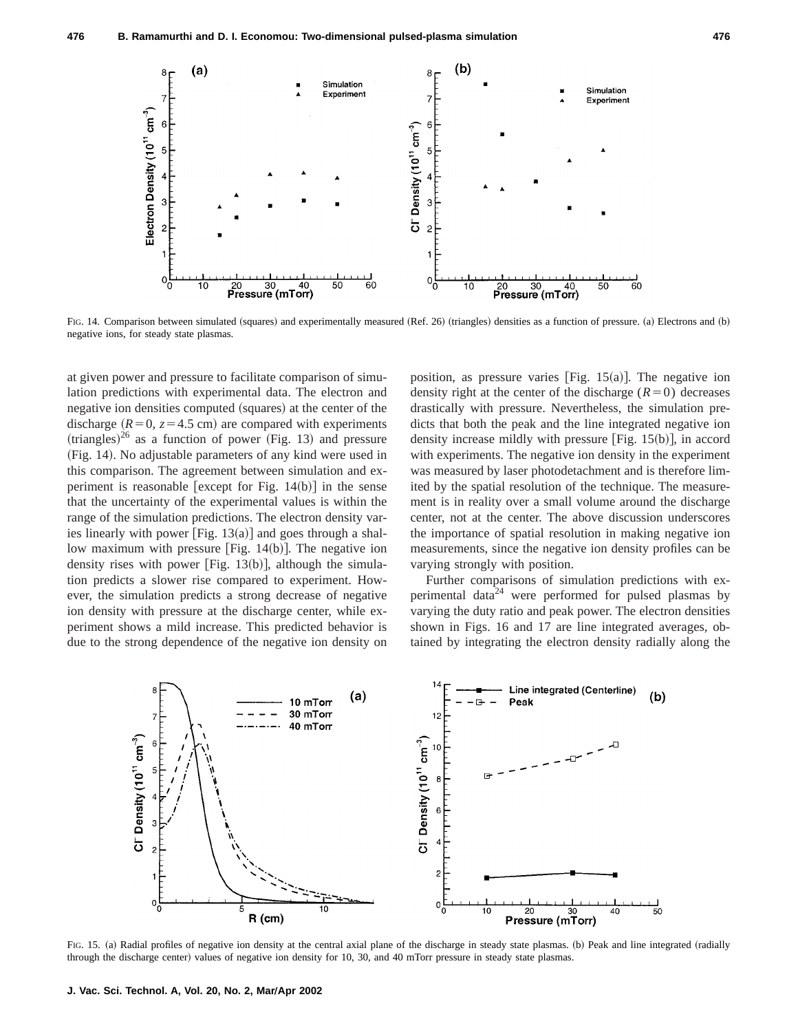FIG. 14. Comparison between simulated (squares) and experimentally measured (Ref. 26) (triangles) densities as a function of pressure. (a) Electrons and (b) negative ions, for steady state plasmas.

at given power and pressure to facilitate comparison of simulation predictions with experimental data. The electron and negative ion densities computed (squares) at the center of the discharge ($R=0$, $z=4.5$ cm) are compared with experiments (triangles)[26] as a function of power (Fig. 13) and pressure (Fig. 14). No adjustable parameters of any kind were used in this comparison. The agreement between simulation and experiment is reasonable [except for Fig. 14(b)] in the sense that the uncertainty of the experimental values is within the range of the simulation predictions. The electron density varies linearly with power [Fig. 13(a)] and goes through a shallow maximum with pressure [Fig. 14(b)]. The negative ion density rises with power [Fig. 13(b)], although the simulation predicts a slower rise compared to experiment. However, the simulation predicts a strong decrease of negative ion density with pressure at the discharge center, while experiment shows a mild increase. This predicted behavior is due to the strong dependence of the negative ion density on position, as pressure varies [Fig. 15(a)]. The negative ion density right at the center of the discharge ($R=0$) decreases drastically with pressure. Nevertheless, the simulation predicts that both the peak and the line integrated negative ion density increase mildly with pressure [Fig. 15(b)], in accord with experiments. The negative ion density in the experiment was measured by laser photodetachment and is therefore limited by the spatial resolution of the technique. The measurement is in reality over a small volume around the discharge center, not at the center. The above discussion underscores the importance of spatial resolution in making negative ion measurements, since the negative ion density profiles can be varying strongly with position.

Further comparisons of simulation predictions with experimental data[24] were performed for pulsed plasmas by varying the duty ratio and peak power. The electron densities shown in Figs. 16 and 17 are line integrated averages, obtained by integrating the electron density radially along the

FIG. 15. (a) Radial profiles of negative ion density at the central axial plane of the discharge in steady state plasmas. (b) Peak and line integrated (radially through the discharge center) values of negative ion density for 10, 30, and 40 mTorr pressure in steady state plasmas.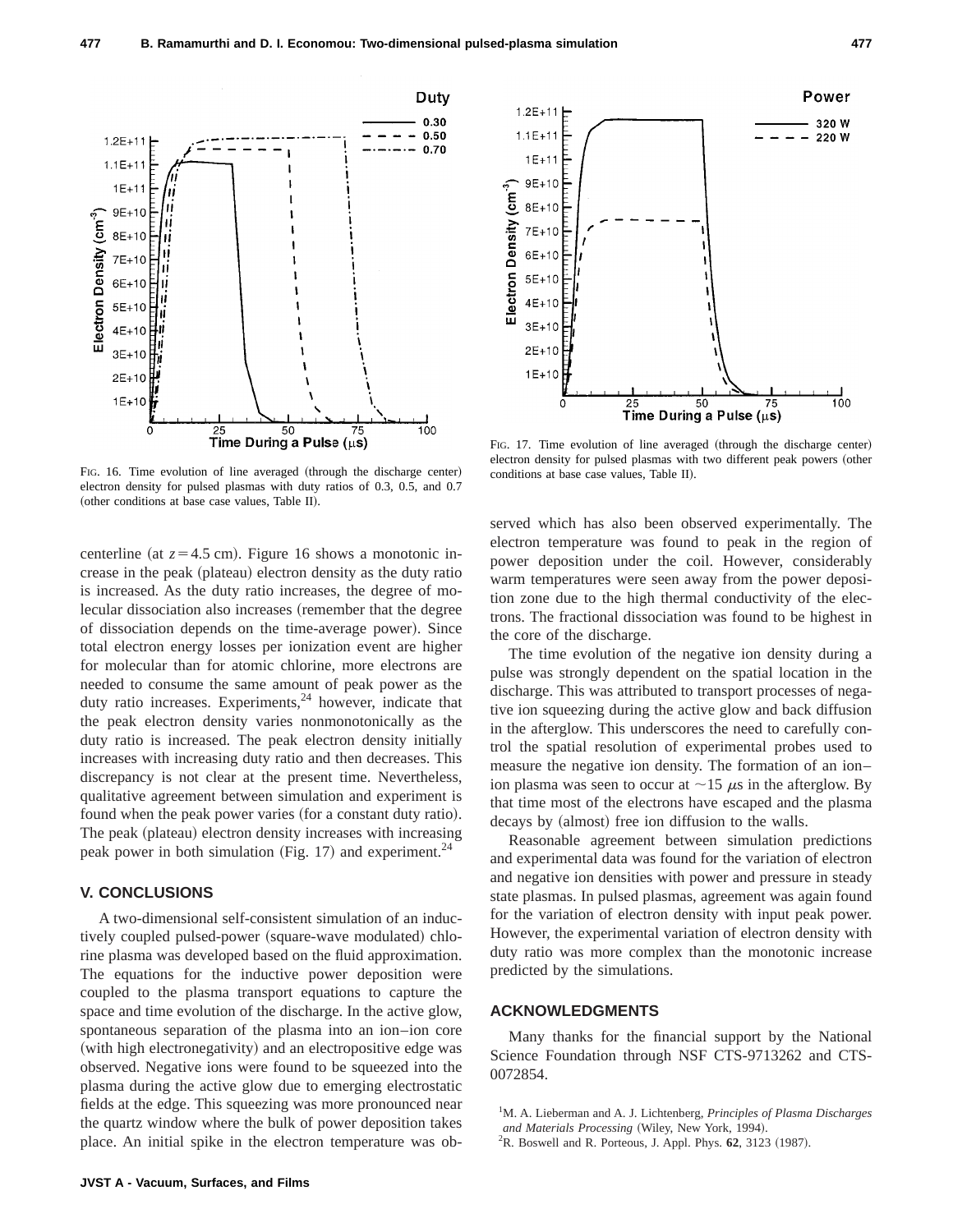FIG. 16. Time evolution of line averaged (through the discharge center) electron density for pulsed plasmas with duty ratios of 0.3, 0.5, and 0.7 (other conditions at base case values, Table II).

FIG. 17. Time evolution of line averaged (through the discharge center) electron density for pulsed plasmas with two different peak powers (other conditions at base case values, Table II).

centerline (at $z=4.5$ cm). Figure 16 shows a monotonic increase in the peak (plateau) electron density as the duty ratio is increased. As the duty ratio increases, the degree of molecular dissociation also increases (remember that the degree of dissociation depends on the time-average power). Since total electron energy losses per ionization event are higher for molecular than for atomic chlorine, more electrons are needed to consume the same amount of peak power as the duty ratio increases. Experiments,[24] however, indicate that the peak electron density varies nonmonotonically as the duty ratio is increased. The peak electron density initially increases with increasing duty ratio and then decreases. This discrepancy is not clear at the present time. Nevertheless, qualitative agreement between simulation and experiment is found when the peak power varies (for a constant duty ratio). The peak (plateau) electron density increases with increasing peak power in both simulation (Fig. 17) and experiment.[24]

## V. CONCLUSIONS

A two-dimensional self-consistent simulation of an inductively coupled pulsed-power (square-wave modulated) chlorine plasma was developed based on the fluid approximation. The equations for the inductive power deposition were coupled to the plasma transport equations to capture the space and time evolution of the discharge. In the active glow, spontaneous separation of the plasma into an ion–ion core (with high electronegativity) and an electropositive edge was observed. Negative ions were found to be squeezed into the plasma during the active glow due to emerging electrostatic fields at the edge. This squeezing was more pronounced near the quartz window where the bulk of power deposition takes place. An initial spike in the electron temperature was observed which has also been observed experimentally. The electron temperature was found to peak in the region of power deposition under the coil. However, considerably warm temperatures were seen away from the power deposition zone due to the high thermal conductivity of the electrons. The fractional dissociation was found to be highest in the core of the discharge.

The time evolution of the negative ion density during a pulse was strongly dependent on the spatial location in the discharge. This was attributed to transport processes of negative ion squeezing during the active glow and back diffusion in the afterglow. This underscores the need to carefully control the spatial resolution of experimental probes used to measure the negative ion density. The formation of an ion–ion plasma was seen to occur at $\sim 15$ $\mu$s in the afterglow. By that time most of the electrons have escaped and the plasma decays by (almost) free ion diffusion to the walls.

Reasonable agreement between simulation predictions and experimental data was found for the variation of electron and negative ion densities with power and pressure in steady state plasmas. In pulsed plasmas, agreement was again found for the variation of electron density with input peak power. However, the experimental variation of electron density with duty ratio was more complex than the monotonic increase predicted by the simulations.

## ACKNOWLEDGMENTS

Many thanks for the financial support by the National Science Foundation through NSF CTS-9713262 and CTS-0072854.

[1] M. A. Lieberman and A. J. Lichtenberg, *Principles of Plasma Discharges and Materials Processing* (Wiley, New York, 1994).

[2] R. Boswell and R. Porteous, J. Appl. Phys. **62**, 3123 (1987).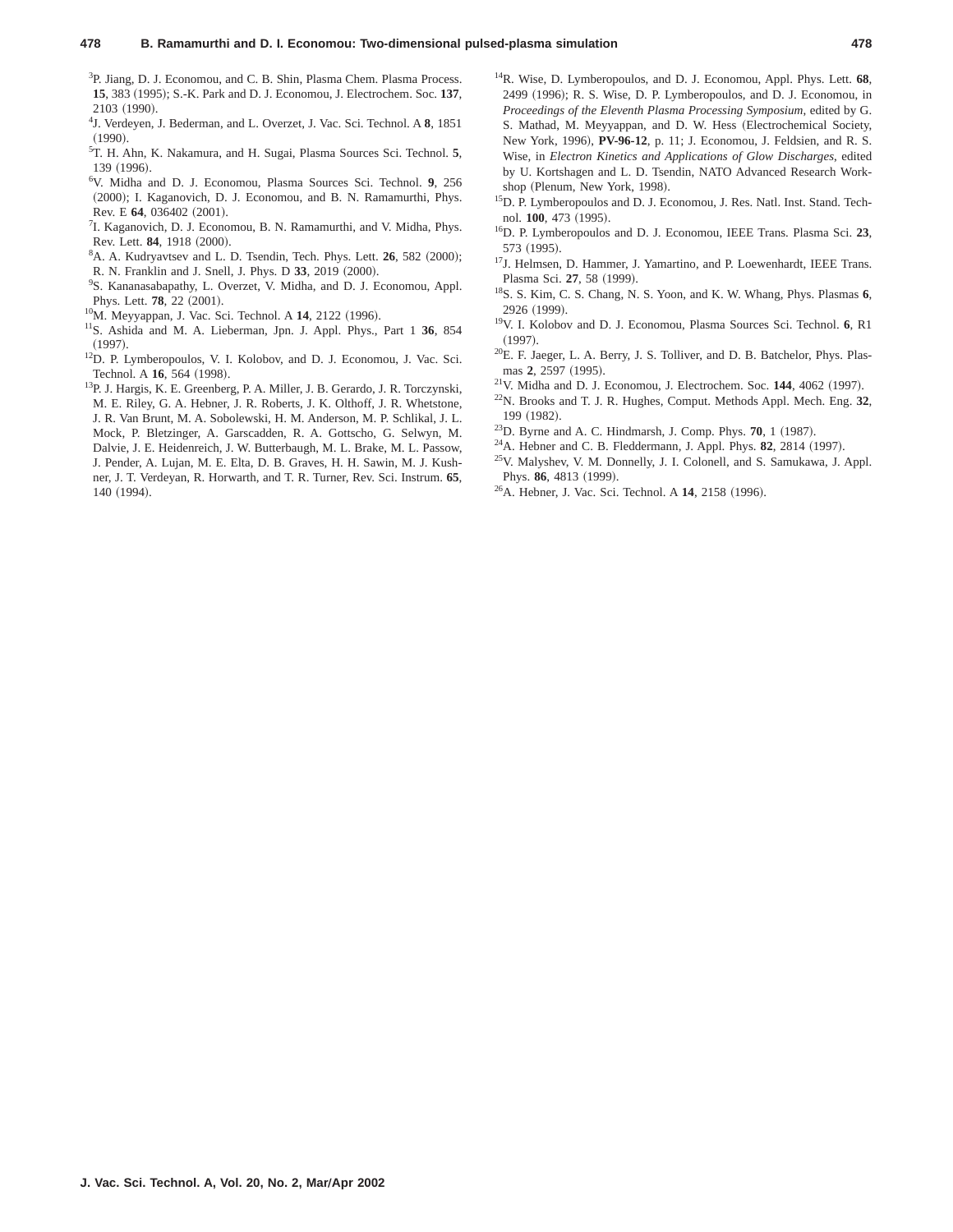[3]P. Jiang, D. J. Economou, and C. B. Shin, Plasma Chem. Plasma Process. **15**, 383 (1995); S.-K. Park and D. J. Economou, J. Electrochem. Soc. **137**, 2103 (1990).

[4]J. Verdeyen, J. Bederman, and L. Overzet, J. Vac. Sci. Technol. A **8**, 1851 (1990).

[5]T. H. Ahn, K. Nakamura, and H. Sugai, Plasma Sources Sci. Technol. **5**, 139 (1996).

[6]V. Midha and D. J. Economou, Plasma Sources Sci. Technol. **9**, 256 (2000); I. Kaganovich, D. J. Economou, and B. N. Ramamurthi, Phys. Rev. E **64**, 036402 (2001).

[7]I. Kaganovich, D. J. Economou, B. N. Ramamurthi, and V. Midha, Phys. Rev. Lett. **84**, 1918 (2000).

[8]A. A. Kudryavtsev and L. D. Tsendin, Tech. Phys. Lett. **26**, 582 (2000); R. N. Franklin and J. Snell, J. Phys. D **33**, 2019 (2000).

[9]S. Kananasabapathy, L. Overzet, V. Midha, and D. J. Economou, Appl. Phys. Lett. **78**, 22 (2001).

[10]M. Meyyappan, J. Vac. Sci. Technol. A **14**, 2122 (1996).

[11]S. Ashida and M. A. Lieberman, Jpn. J. Appl. Phys., Part 1 **36**, 854 (1997).

[12]D. P. Lymberopoulos, V. I. Kolobov, and D. J. Economou, J. Vac. Sci. Technol. A **16**, 564 (1998).

[13]P. J. Hargis, K. E. Greenberg, P. A. Miller, J. B. Gerardo, J. R. Torczynski, M. E. Riley, G. A. Hebner, J. R. Roberts, J. K. Olthoff, J. R. Whetstone, J. R. Van Brunt, M. A. Sobolewski, H. M. Anderson, M. P. Schlikal, J. L. Mock, P. Bletzinger, A. Garscadden, R. A. Gottscho, G. Selwyn, M. Dalvie, J. E. Heidenreich, J. W. Butterbaugh, M. L. Brake, M. L. Passow, J. Pender, A. Lujan, M. E. Elta, D. B. Graves, H. H. Sawin, M. J. Kushner, J. T. Verdeyan, R. Horwarth, and T. R. Turner, Rev. Sci. Instrum. **65**, 140 (1994).

[14]R. Wise, D. Lymberopoulos, and D. J. Economou, Appl. Phys. Lett. **68**, 2499 (1996); R. S. Wise, D. P. Lymberopoulos, and D. J. Economou, in *Proceedings of the Eleventh Plasma Processing Symposium*, edited by G. S. Mathad, M. Meyyappan, and D. W. Hess (Electrochemical Society, New York, 1996), **PV-96-12**, p. 11; J. Economou, J. Feldsien, and R. S. Wise, in *Electron Kinetics and Applications of Glow Discharges*, edited by U. Kortshagen and L. D. Tsendin, NATO Advanced Research Workshop (Plenum, New York, 1998).

[15]D. P. Lymberopoulos and D. J. Economou, J. Res. Natl. Inst. Stand. Technol. **100**, 473 (1995).

[16]D. P. Lymberopoulos and D. J. Economou, IEEE Trans. Plasma Sci. **23**, 573 (1995).

[17]J. Helmsen, D. Hammer, J. Yamartino, and P. Loewenhardt, IEEE Trans. Plasma Sci. **27**, 58 (1999).

[18]S. S. Kim, C. S. Chang, N. S. Yoon, and K. W. Whang, Phys. Plasmas **6**, 2926 (1999).

[19]V. I. Kolobov and D. J. Economou, Plasma Sources Sci. Technol. **6**, R1 (1997).

[20]E. F. Jaeger, L. A. Berry, J. S. Tolliver, and D. B. Batchelor, Phys. Plasmas **2**, 2597 (1995).

[21]V. Midha and D. J. Economou, J. Electrochem. Soc. **144**, 4062 (1997).

[22]N. Brooks and T. J. R. Hughes, Comput. Methods Appl. Mech. Eng. **32**, 199 (1982).

[23]D. Byrne and A. C. Hindmarsh, J. Comp. Phys. **70**, 1 (1987).

[24]A. Hebner and C. B. Fleddermann, J. Appl. Phys. **82**, 2814 (1997).

[25]V. Malyshev, V. M. Donnelly, J. I. Colonell, and S. Samukawa, J. Appl. Phys. **86**, 4813 (1999).

[26]A. Hebner, J. Vac. Sci. Technol. A **14**, 2158 (1996).